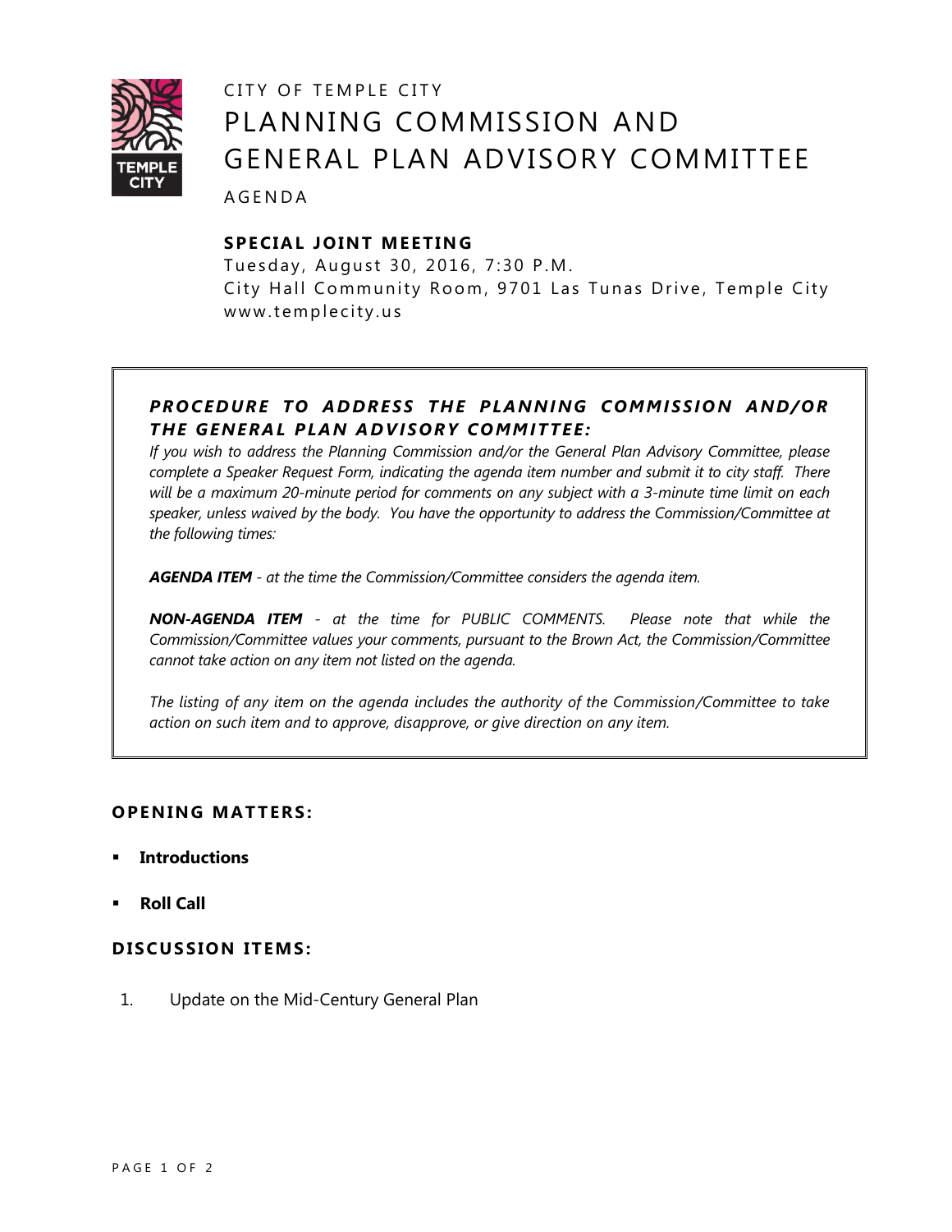CITY OF TEMPLE CITY

# PLANNING COMMISSION AND GENERAL PLAN ADVISORY COMMITTEE

AGENDA

## SPECIAL JOINT MEETING

Tuesday, August 30, 2016, 7:30 P.M.
City Hall Community Room, 9701 Las Tunas Drive, Temple City
www.templecity.us

***PROCEDURE TO ADDRESS THE PLANNING COMMISSION AND/OR THE GENERAL PLAN ADVISORY COMMITTEE:***

*If you wish to address the Planning Commission and/or the General Plan Advisory Committee, please complete a Speaker Request Form, indicating the agenda item number and submit it to city staff. There will be a maximum 20-minute period for comments on any subject with a 3-minute time limit on each speaker, unless waived by the body. You have the opportunity to address the Commission/Committee at the following times:*

***AGENDA ITEM*** *- at the time the Commission/Committee considers the agenda item.*

***NON-AGENDA ITEM*** *- at the time for PUBLIC COMMENTS. Please note that while the Commission/Committee values your comments, pursuant to the Brown Act, the Commission/Committee cannot take action on any item not listed on the agenda.*

*The listing of any item on the agenda includes the authority of the Commission/Committee to take action on such item and to approve, disapprove, or give direction on any item.*

## OPENING MATTERS:

- **Introductions**
- **Roll Call**

## DISCUSSION ITEMS:

1. Update on the Mid-Century General Plan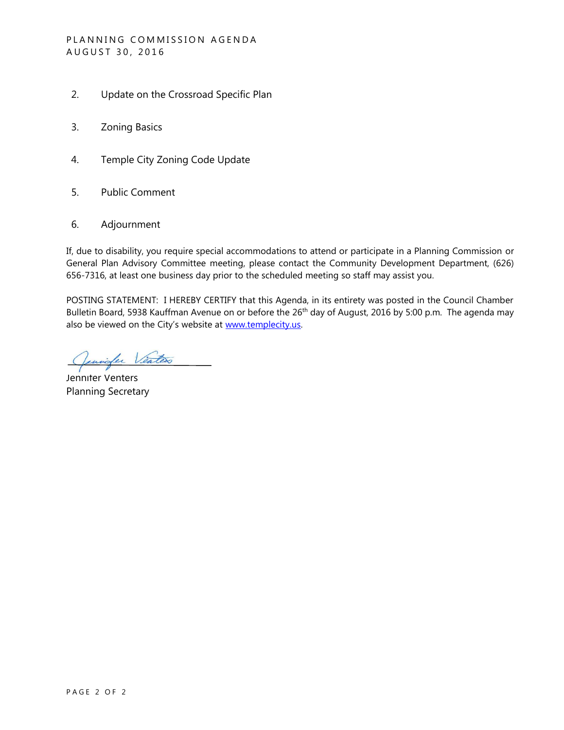2. Update on the Crossroad Specific Plan

3. Zoning Basics

4. Temple City Zoning Code Update

5. Public Comment

6. Adjournment

If, due to disability, you require special accommodations to attend or participate in a Planning Commission or General Plan Advisory Committee meeting, please contact the Community Development Department, (626) 656-7316, at least one business day prior to the scheduled meeting so staff may assist you.

POSTING STATEMENT: I HEREBY CERTIFY that this Agenda, in its entirety was posted in the Council Chamber Bulletin Board, 5938 Kauffman Avenue on or before the 26th day of August, 2016 by 5:00 p.m. The agenda may also be viewed on the City's website at www.templecity.us.

Jennifer Venters
Planning Secretary